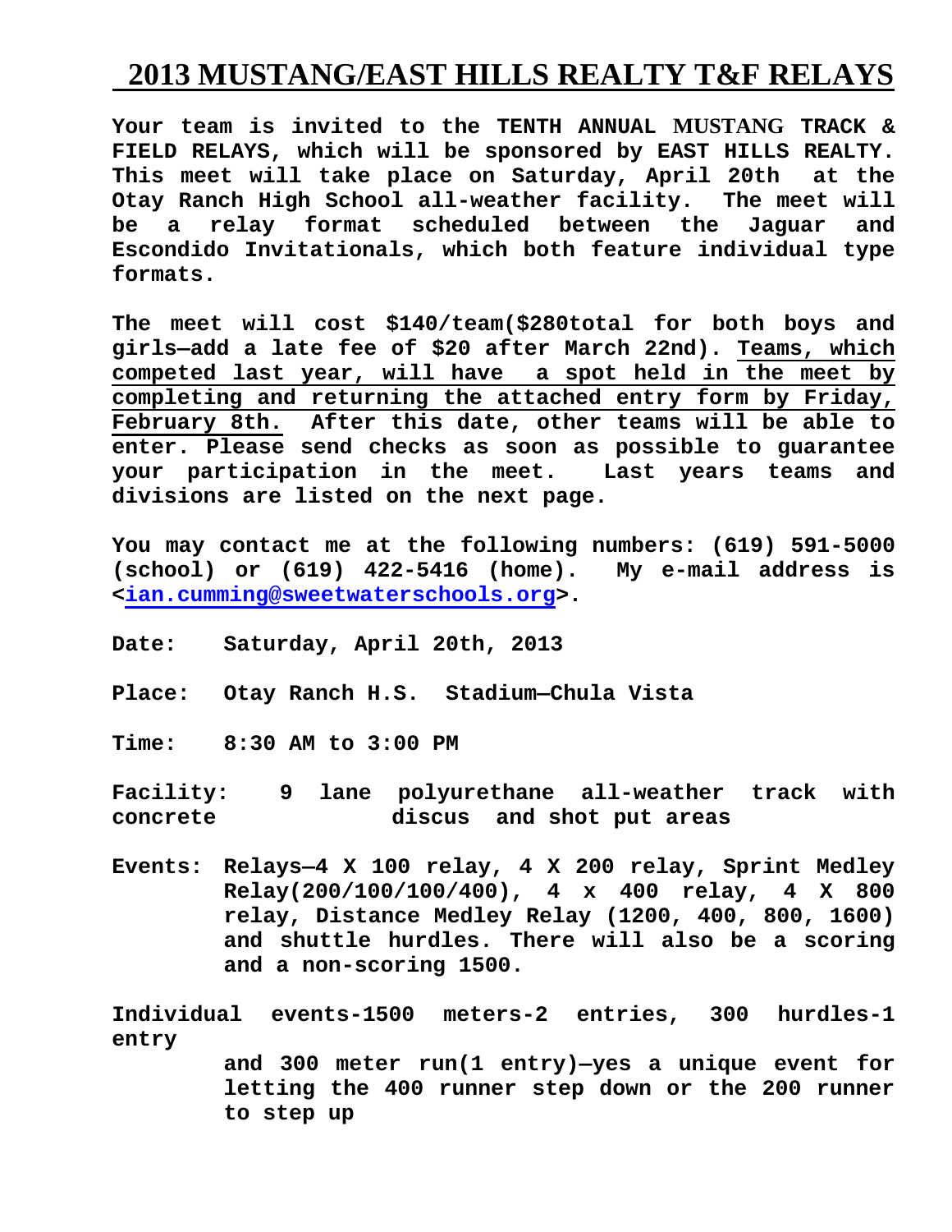# 2013 MUSTANG/EAST HILLS REALTY T&F RELAYS

**Your team is invited to the TENTH ANNUAL MUSTANG TRACK & FIELD RELAYS, which will be sponsored by EAST HILLS REALTY. This meet will take place on Saturday, April 20th at the Otay Ranch High School all-weather facility. The meet will be a relay format scheduled between the Jaguar and Escondido Invitationals, which both feature individual type formats.**

**The meet will cost $140/team($280total for both boys and girls—add a late fee of $20 after March 22nd). <u>Teams, which competed last year, will have a spot held in the meet by completing and returning the attached entry form by Friday, February 8th.</u> After this date, other teams will be able to enter. Please send checks as soon as possible to guarantee your participation in the meet. Last years teams and divisions are listed on the next page.**

**You may contact me at the following numbers: (619) 591-5000 (school) or (619) 422-5416 (home). My e-mail address is <ian.cumming@sweetwaterschools.org>.**

**Date:** **Saturday, April 20th, 2013**

**Place:** **Otay Ranch H.S. Stadium—Chula Vista**

**Time:** **8:30 AM to 3:00 PM**

**Facility:** **9 lane polyurethane all-weather track with concrete discus and shot put areas**

**Events:** **Relays—4 X 100 relay, 4 X 200 relay, Sprint Medley Relay(200/100/100/400), 4 x 400 relay, 4 X 800 relay, Distance Medley Relay (1200, 400, 800, 1600) and shuttle hurdles. There will also be a scoring and a non-scoring 1500.**

**Individual events-1500 meters-2 entries, 300 hurdles-1 entry and 300 meter run(1 entry)—yes a unique event for letting the 400 runner step down or the 200 runner to step up**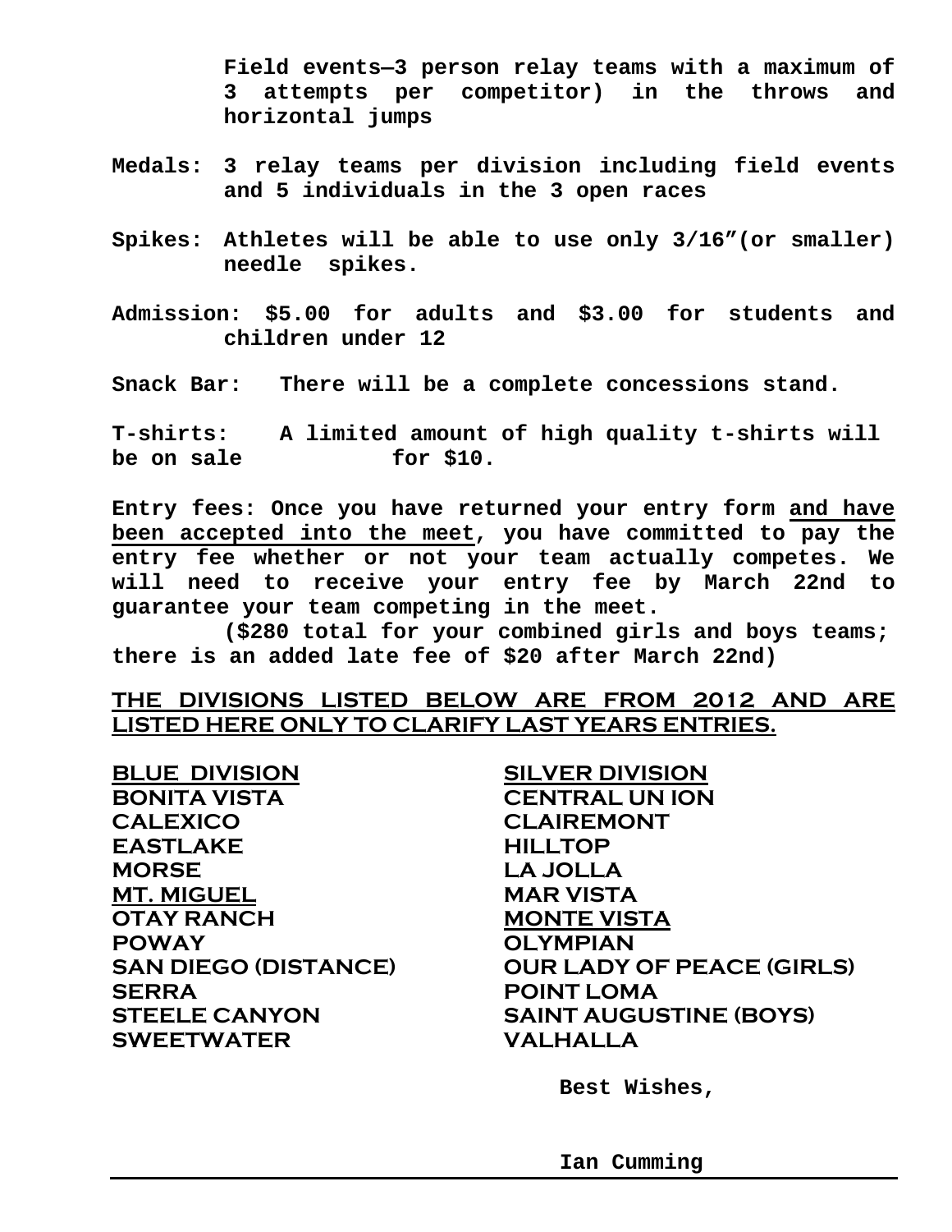**Field events—3 person relay teams with a maximum of 3 attempts per competitor) in the throws and horizontal jumps**

**Medals: 3 relay teams per division including field events and 5 individuals in the 3 open races**

**Spikes: Athletes will be able to use only 3/16"(or smaller) needle spikes.**

**Admission: $5.00 for adults and $3.00 for students and children under 12**

**Snack Bar: There will be a complete concessions stand.**

**T-shirts: A limited amount of high quality t-shirts will be on sale for $10.**

**Entry fees: Once you have returned your entry form <u>and have been accepted into the meet</u>, you have committed to pay the entry fee whether or not your team actually competes. We will need to receive your entry fee by March 22nd to guarantee your team competing in the meet.**

**($280 total for your combined girls and boys teams; there is an added late fee of $20 after March 22nd)**

**<u>THE DIVISIONS LISTED BELOW ARE FROM 2012 AND ARE LISTED HERE ONLY TO CLARIFY LAST YEARS ENTRIES.</u>**

| **<u>BLUE DIVISION</u>** | **<u>SILVER DIVISION</u>** |
|---|---|
| **BONITA VISTA** | **CENTRAL UN ION** |
| **CALEXICO** | **CLAIREMONT** |
| **EASTLAKE** | **HILLTOP** |
| **MORSE** | **LA JOLLA** |
| **<u>MT. MIGUEL</u>** | **MAR VISTA** |
| **OTAY RANCH** | **<u>MONTE VISTA</u>** |
| **POWAY** | **OLYMPIAN** |
| **SAN DIEGO (DISTANCE)** | **OUR LADY OF PEACE (GIRLS)** |
| **SERRA** | **POINT LOMA** |
| **STEELE CANYON** | **SAINT AUGUSTINE (BOYS)** |
| **SWEETWATER** | **VALHALLA** |

**Best Wishes,**

**Ian Cumming**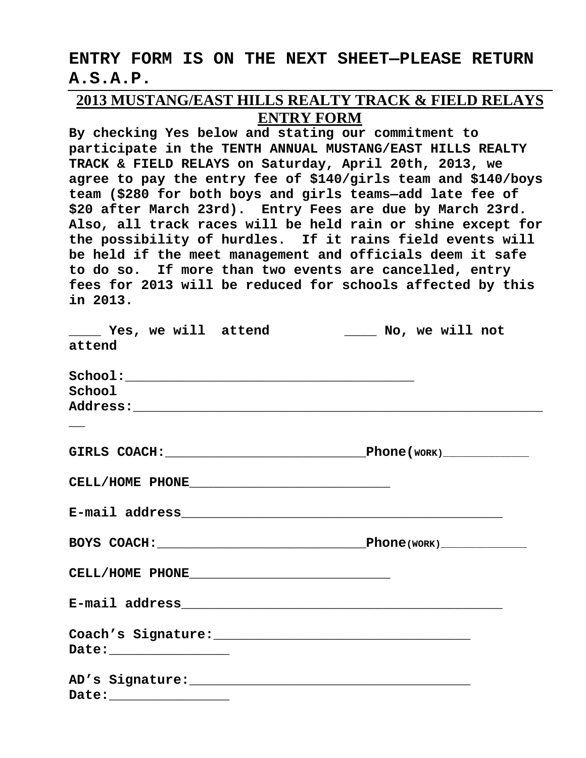**ENTRY FORM IS ON THE NEXT SHEET—PLEASE RETURN A.S.A.P.**

---

## 2013 MUSTANG/EAST HILLS REALTY TRACK & FIELD RELAYS ENTRY FORM

**By checking Yes below and stating our commitment to participate in the TENTH ANNUAL MUSTANG/EAST HILLS REALTY TRACK & FIELD RELAYS on Saturday, April 20th, 2013, we agree to pay the entry fee of $140/girls team and $140/boys team ($280 for both boys and girls teams—add late fee of $20 after March 23rd). Entry Fees are due by March 23rd. Also, all track races will be held rain or shine except for the possibility of hurdles. If it rains field events will be held if the meet management and officials deem it safe to do so. If more than two events are cancelled, entry fees for 2013 will be reduced for schools affected by this in 2013.**

**____ Yes, we will attend ____ No, we will not attend**

**School:____________________________________**

**School Address:______________________________________________________**

**GIRLS COACH:_________________________Phone(WORK)____________**

**CELL/HOME PHONE_________________________**

**E-mail address________________________________________**

**BOYS COACH:__________________________Phone(WORK)____________**

**CELL/HOME PHONE_________________________**

**E-mail address________________________________________**

**Coach's Signature:________________________________ Date:_______________**

**AD's Signature:___________________________________ Date:_______________**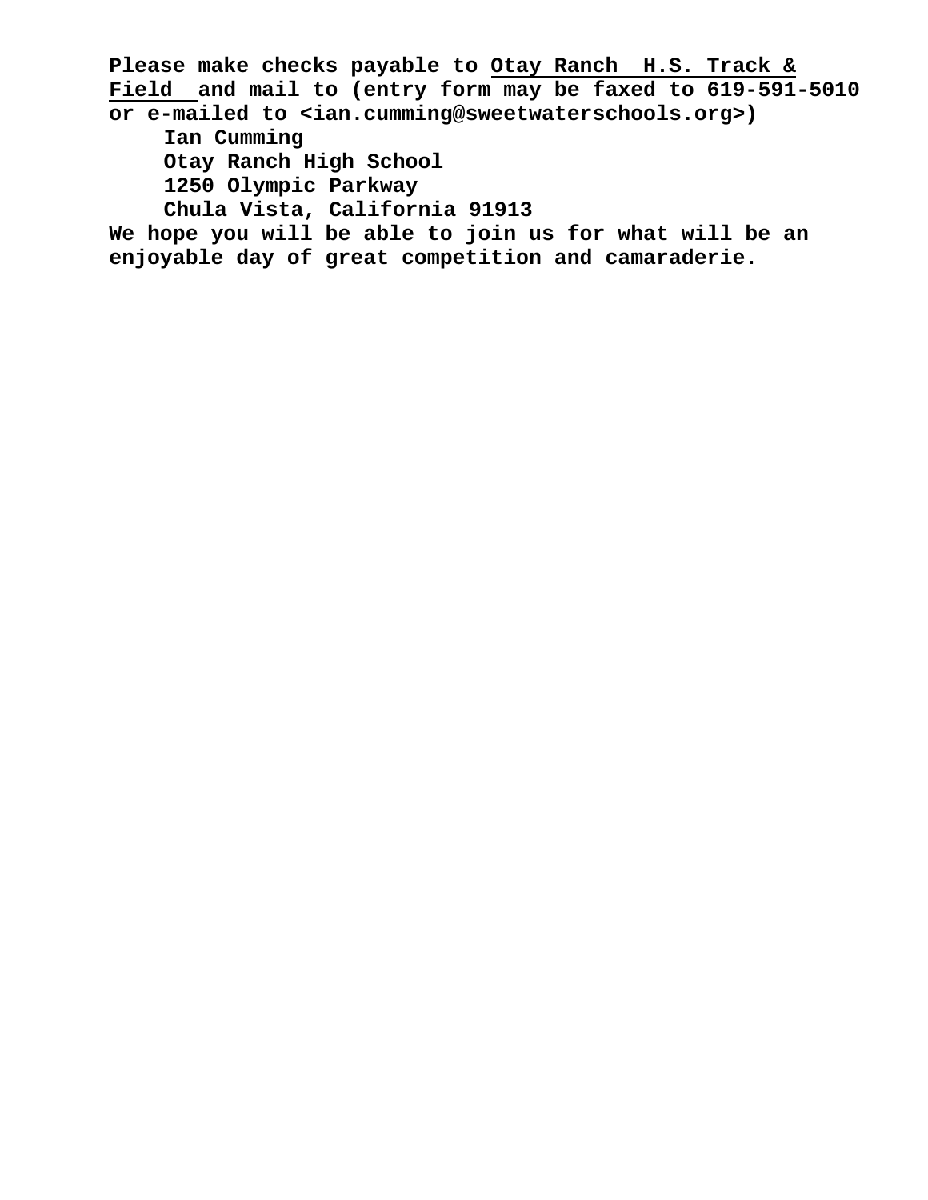**Please make checks payable to <u>Otay Ranch H.S. Track & Field</u> and mail to (entry form may be faxed to 619-591-5010 or e-mailed to <ian.cumming@sweetwaterschools.org>)**

**Ian Cumming**
**Otay Ranch High School**
**1250 Olympic Parkway**
**Chula Vista, California 91913**

**We hope you will be able to join us for what will be an enjoyable day of great competition and camaraderie.**